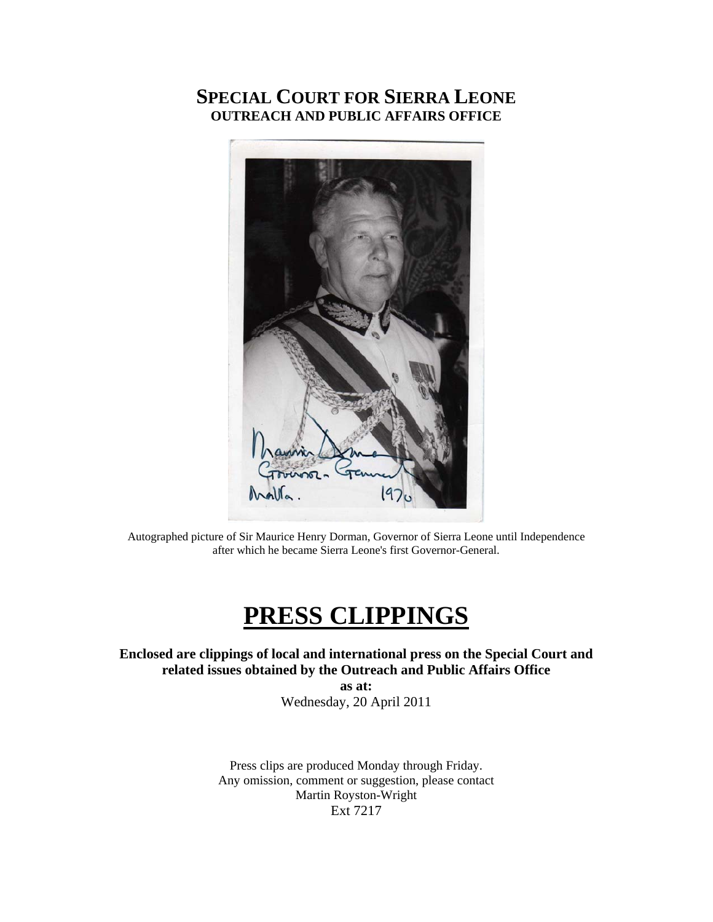# SPECIAL COURT FOR SIERRA LEONE
## OUTREACH AND PUBLIC AFFAIRS OFFICE

Autographed picture of Sir Maurice Henry Dorman, Governor of Sierra Leone until Independence after which he became Sierra Leone's first Governor-General.

# PRESS CLIPPINGS

**Enclosed are clippings of local and international press on the Special Court and related issues obtained by the Outreach and Public Affairs Office**

**as at:**

Wednesday, 20 April 2011

Press clips are produced Monday through Friday.
Any omission, comment or suggestion, please contact
Martin Royston-Wright
Ext 7217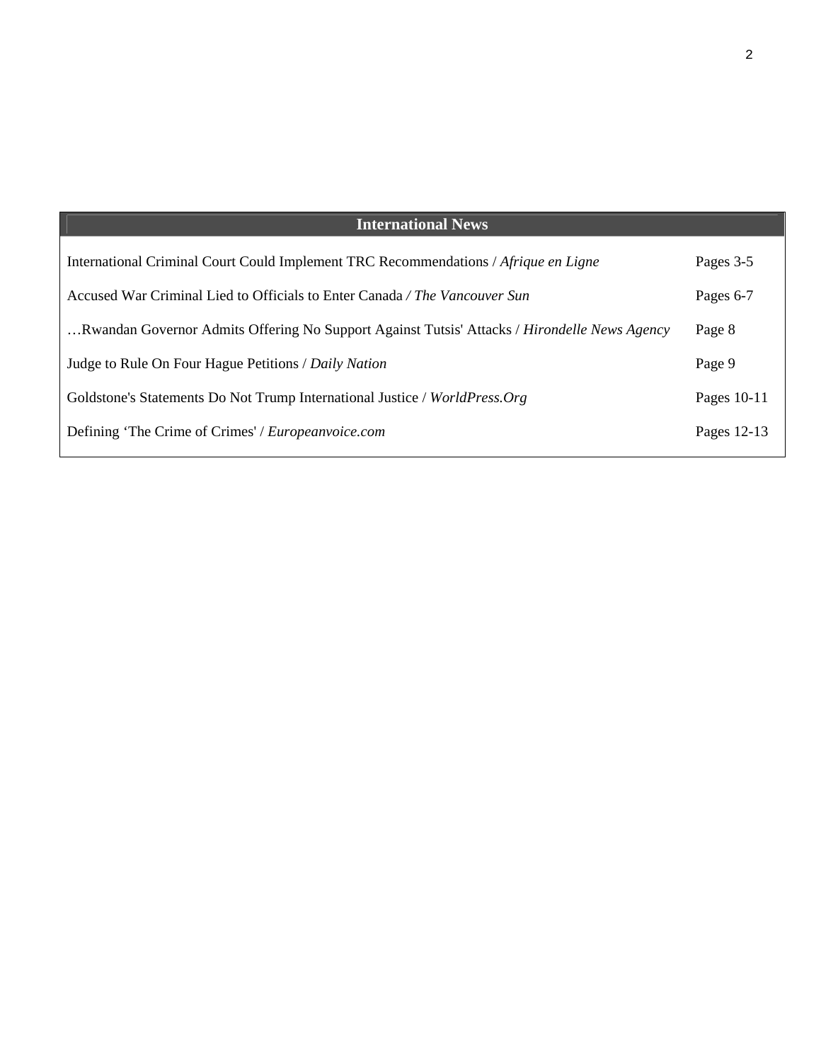| International News | |
|---|---|
| International Criminal Court Could Implement TRC Recommendations / *Afrique en Ligne* | Pages 3-5 |
| Accused War Criminal Lied to Officials to Enter Canada */ The Vancouver Sun* | Pages 6-7 |
| …Rwandan Governor Admits Offering No Support Against Tutsis' Attacks / *Hirondelle News Agency* | Page 8 |
| Judge to Rule On Four Hague Petitions / *Daily Nation* | Page 9 |
| Goldstone's Statements Do Not Trump International Justice / *WorldPress.Org* | Pages 10-11 |
| Defining 'The Crime of Crimes' / *Europeanvoice.com* | Pages 12-13 |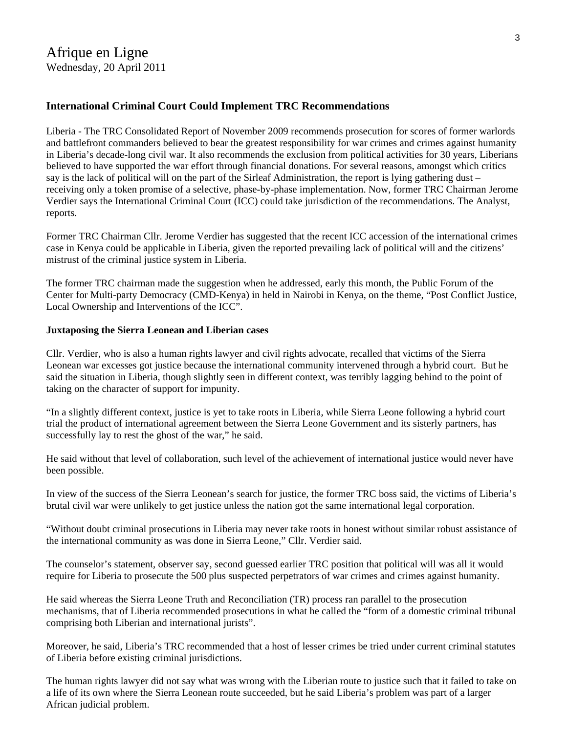Afrique en Ligne
Wednesday, 20 April 2011

### International Criminal Court Could Implement TRC Recommendations

Liberia - The TRC Consolidated Report of November 2009 recommends prosecution for scores of former warlords and battlefront commanders believed to bear the greatest responsibility for war crimes and crimes against humanity in Liberia's decade-long civil war. It also recommends the exclusion from political activities for 30 years, Liberians believed to have supported the war effort through financial donations. For several reasons, amongst which critics say is the lack of political will on the part of the Sirleaf Administration, the report is lying gathering dust – receiving only a token promise of a selective, phase-by-phase implementation. Now, former TRC Chairman Jerome Verdier says the International Criminal Court (ICC) could take jurisdiction of the recommendations. The Analyst, reports.

Former TRC Chairman Cllr. Jerome Verdier has suggested that the recent ICC accession of the international crimes case in Kenya could be applicable in Liberia, given the reported prevailing lack of political will and the citizens' mistrust of the criminal justice system in Liberia.

The former TRC chairman made the suggestion when he addressed, early this month, the Public Forum of the Center for Multi-party Democracy (CMD-Kenya) in held in Nairobi in Kenya, on the theme, "Post Conflict Justice, Local Ownership and Interventions of the ICC".

**Juxtaposing the Sierra Leonean and Liberian cases**

Cllr. Verdier, who is also a human rights lawyer and civil rights advocate, recalled that victims of the Sierra Leonean war excesses got justice because the international community intervened through a hybrid court. But he said the situation in Liberia, though slightly seen in different context, was terribly lagging behind to the point of taking on the character of support for impunity.

"In a slightly different context, justice is yet to take roots in Liberia, while Sierra Leone following a hybrid court trial the product of international agreement between the Sierra Leone Government and its sisterly partners, has successfully lay to rest the ghost of the war," he said.

He said without that level of collaboration, such level of the achievement of international justice would never have been possible.

In view of the success of the Sierra Leonean's search for justice, the former TRC boss said, the victims of Liberia's brutal civil war were unlikely to get justice unless the nation got the same international legal corporation.

"Without doubt criminal prosecutions in Liberia may never take roots in honest without similar robust assistance of the international community as was done in Sierra Leone," Cllr. Verdier said.

The counselor's statement, observer say, second guessed earlier TRC position that political will was all it would require for Liberia to prosecute the 500 plus suspected perpetrators of war crimes and crimes against humanity.

He said whereas the Sierra Leone Truth and Reconciliation (TR) process ran parallel to the prosecution mechanisms, that of Liberia recommended prosecutions in what he called the "form of a domestic criminal tribunal comprising both Liberian and international jurists".

Moreover, he said, Liberia's TRC recommended that a host of lesser crimes be tried under current criminal statutes of Liberia before existing criminal jurisdictions.

The human rights lawyer did not say what was wrong with the Liberian route to justice such that it failed to take on a life of its own where the Sierra Leonean route succeeded, but he said Liberia's problem was part of a larger African judicial problem.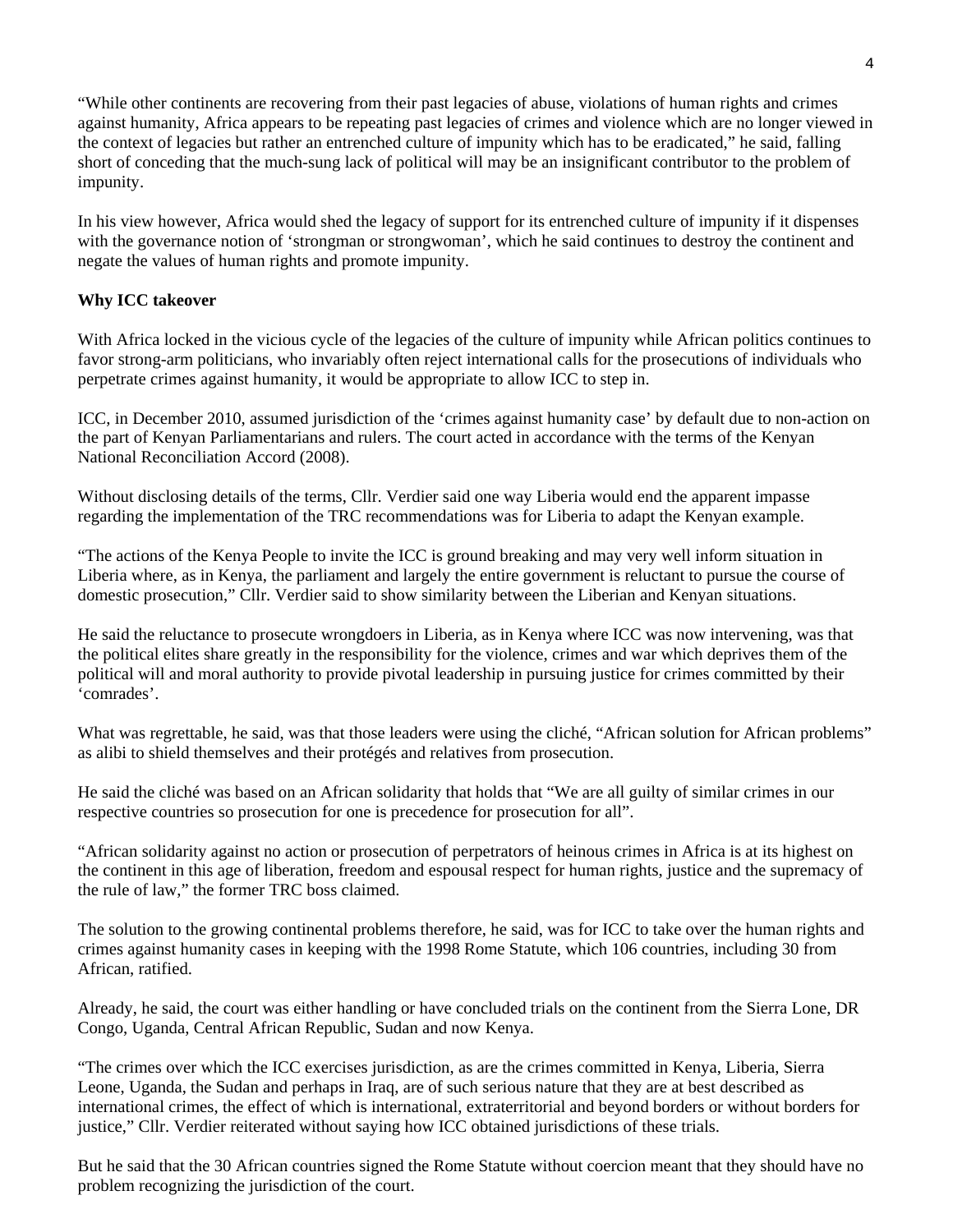"While other continents are recovering from their past legacies of abuse, violations of human rights and crimes against humanity, Africa appears to be repeating past legacies of crimes and violence which are no longer viewed in the context of legacies but rather an entrenched culture of impunity which has to be eradicated," he said, falling short of conceding that the much-sung lack of political will may be an insignificant contributor to the problem of impunity.

In his view however, Africa would shed the legacy of support for its entrenched culture of impunity if it dispenses with the governance notion of 'strongman or strongwoman', which he said continues to destroy the continent and negate the values of human rights and promote impunity.

**Why ICC takeover**

With Africa locked in the vicious cycle of the legacies of the culture of impunity while African politics continues to favor strong-arm politicians, who invariably often reject international calls for the prosecutions of individuals who perpetrate crimes against humanity, it would be appropriate to allow ICC to step in.

ICC, in December 2010, assumed jurisdiction of the 'crimes against humanity case' by default due to non-action on the part of Kenyan Parliamentarians and rulers. The court acted in accordance with the terms of the Kenyan National Reconciliation Accord (2008).

Without disclosing details of the terms, Cllr. Verdier said one way Liberia would end the apparent impasse regarding the implementation of the TRC recommendations was for Liberia to adapt the Kenyan example.

"The actions of the Kenya People to invite the ICC is ground breaking and may very well inform situation in Liberia where, as in Kenya, the parliament and largely the entire government is reluctant to pursue the course of domestic prosecution," Cllr. Verdier said to show similarity between the Liberian and Kenyan situations.

He said the reluctance to prosecute wrongdoers in Liberia, as in Kenya where ICC was now intervening, was that the political elites share greatly in the responsibility for the violence, crimes and war which deprives them of the political will and moral authority to provide pivotal leadership in pursuing justice for crimes committed by their 'comrades'.

What was regrettable, he said, was that those leaders were using the cliché, "African solution for African problems" as alibi to shield themselves and their protégés and relatives from prosecution.

He said the cliché was based on an African solidarity that holds that "We are all guilty of similar crimes in our respective countries so prosecution for one is precedence for prosecution for all".

"African solidarity against no action or prosecution of perpetrators of heinous crimes in Africa is at its highest on the continent in this age of liberation, freedom and espousal respect for human rights, justice and the supremacy of the rule of law," the former TRC boss claimed.

The solution to the growing continental problems therefore, he said, was for ICC to take over the human rights and crimes against humanity cases in keeping with the 1998 Rome Statute, which 106 countries, including 30 from African, ratified.

Already, he said, the court was either handling or have concluded trials on the continent from the Sierra Lone, DR Congo, Uganda, Central African Republic, Sudan and now Kenya.

"The crimes over which the ICC exercises jurisdiction, as are the crimes committed in Kenya, Liberia, Sierra Leone, Uganda, the Sudan and perhaps in Iraq, are of such serious nature that they are at best described as international crimes, the effect of which is international, extraterritorial and beyond borders or without borders for justice," Cllr. Verdier reiterated without saying how ICC obtained jurisdictions of these trials.

But he said that the 30 African countries signed the Rome Statute without coercion meant that they should have no problem recognizing the jurisdiction of the court.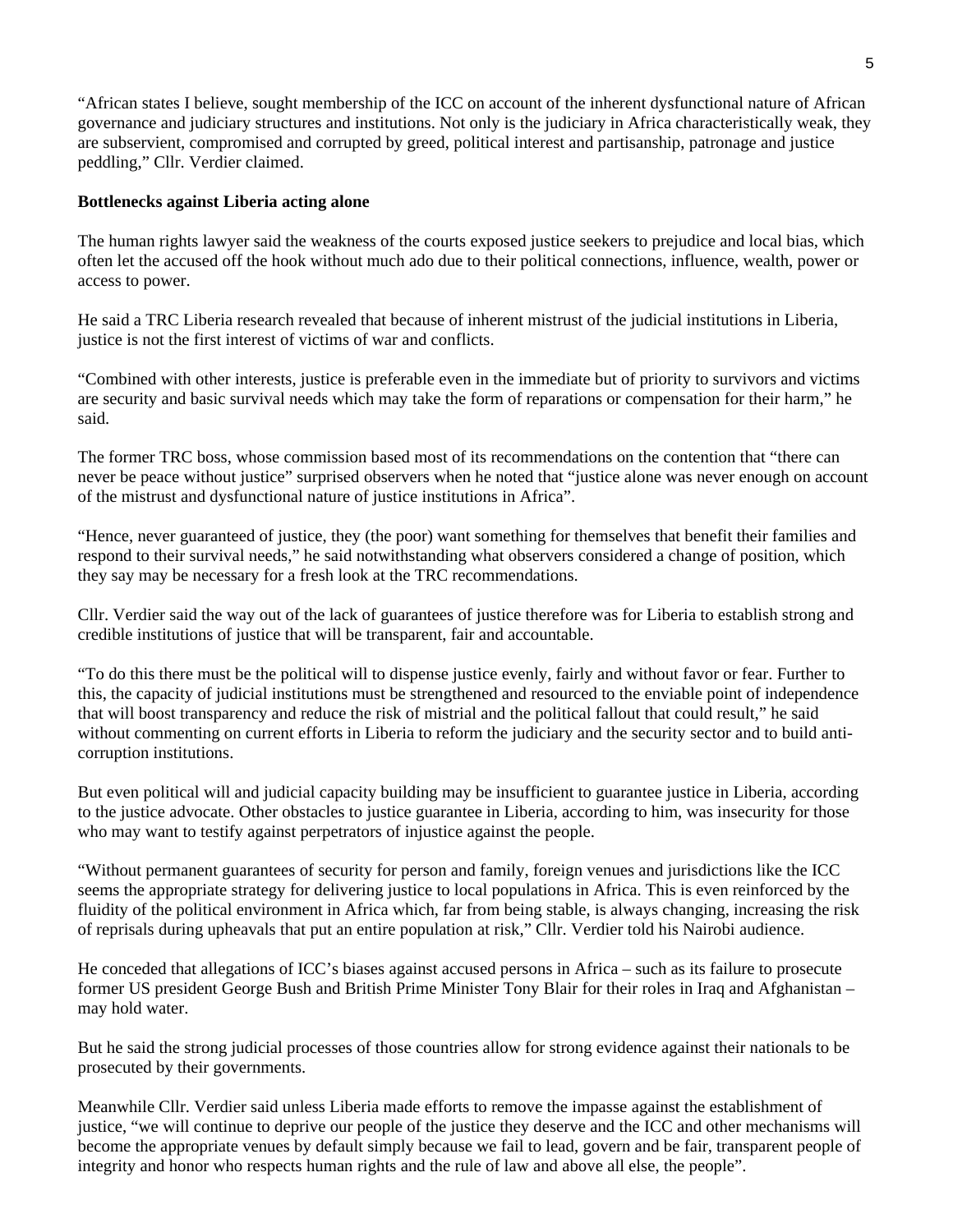"African states I believe, sought membership of the ICC on account of the inherent dysfunctional nature of African governance and judiciary structures and institutions. Not only is the judiciary in Africa characteristically weak, they are subservient, compromised and corrupted by greed, political interest and partisanship, patronage and justice peddling," Cllr. Verdier claimed.

**Bottlenecks against Liberia acting alone**

The human rights lawyer said the weakness of the courts exposed justice seekers to prejudice and local bias, which often let the accused off the hook without much ado due to their political connections, influence, wealth, power or access to power.

He said a TRC Liberia research revealed that because of inherent mistrust of the judicial institutions in Liberia, justice is not the first interest of victims of war and conflicts.

"Combined with other interests, justice is preferable even in the immediate but of priority to survivors and victims are security and basic survival needs which may take the form of reparations or compensation for their harm," he said.

The former TRC boss, whose commission based most of its recommendations on the contention that "there can never be peace without justice" surprised observers when he noted that "justice alone was never enough on account of the mistrust and dysfunctional nature of justice institutions in Africa".

"Hence, never guaranteed of justice, they (the poor) want something for themselves that benefit their families and respond to their survival needs," he said notwithstanding what observers considered a change of position, which they say may be necessary for a fresh look at the TRC recommendations.

Cllr. Verdier said the way out of the lack of guarantees of justice therefore was for Liberia to establish strong and credible institutions of justice that will be transparent, fair and accountable.

"To do this there must be the political will to dispense justice evenly, fairly and without favor or fear. Further to this, the capacity of judicial institutions must be strengthened and resourced to the enviable point of independence that will boost transparency and reduce the risk of mistrial and the political fallout that could result," he said without commenting on current efforts in Liberia to reform the judiciary and the security sector and to build anti-corruption institutions.

But even political will and judicial capacity building may be insufficient to guarantee justice in Liberia, according to the justice advocate. Other obstacles to justice guarantee in Liberia, according to him, was insecurity for those who may want to testify against perpetrators of injustice against the people.

"Without permanent guarantees of security for person and family, foreign venues and jurisdictions like the ICC seems the appropriate strategy for delivering justice to local populations in Africa. This is even reinforced by the fluidity of the political environment in Africa which, far from being stable, is always changing, increasing the risk of reprisals during upheavals that put an entire population at risk," Cllr. Verdier told his Nairobi audience.

He conceded that allegations of ICC's biases against accused persons in Africa – such as its failure to prosecute former US president George Bush and British Prime Minister Tony Blair for their roles in Iraq and Afghanistan – may hold water.

But he said the strong judicial processes of those countries allow for strong evidence against their nationals to be prosecuted by their governments.

Meanwhile Cllr. Verdier said unless Liberia made efforts to remove the impasse against the establishment of justice, "we will continue to deprive our people of the justice they deserve and the ICC and other mechanisms will become the appropriate venues by default simply because we fail to lead, govern and be fair, transparent people of integrity and honor who respects human rights and the rule of law and above all else, the people".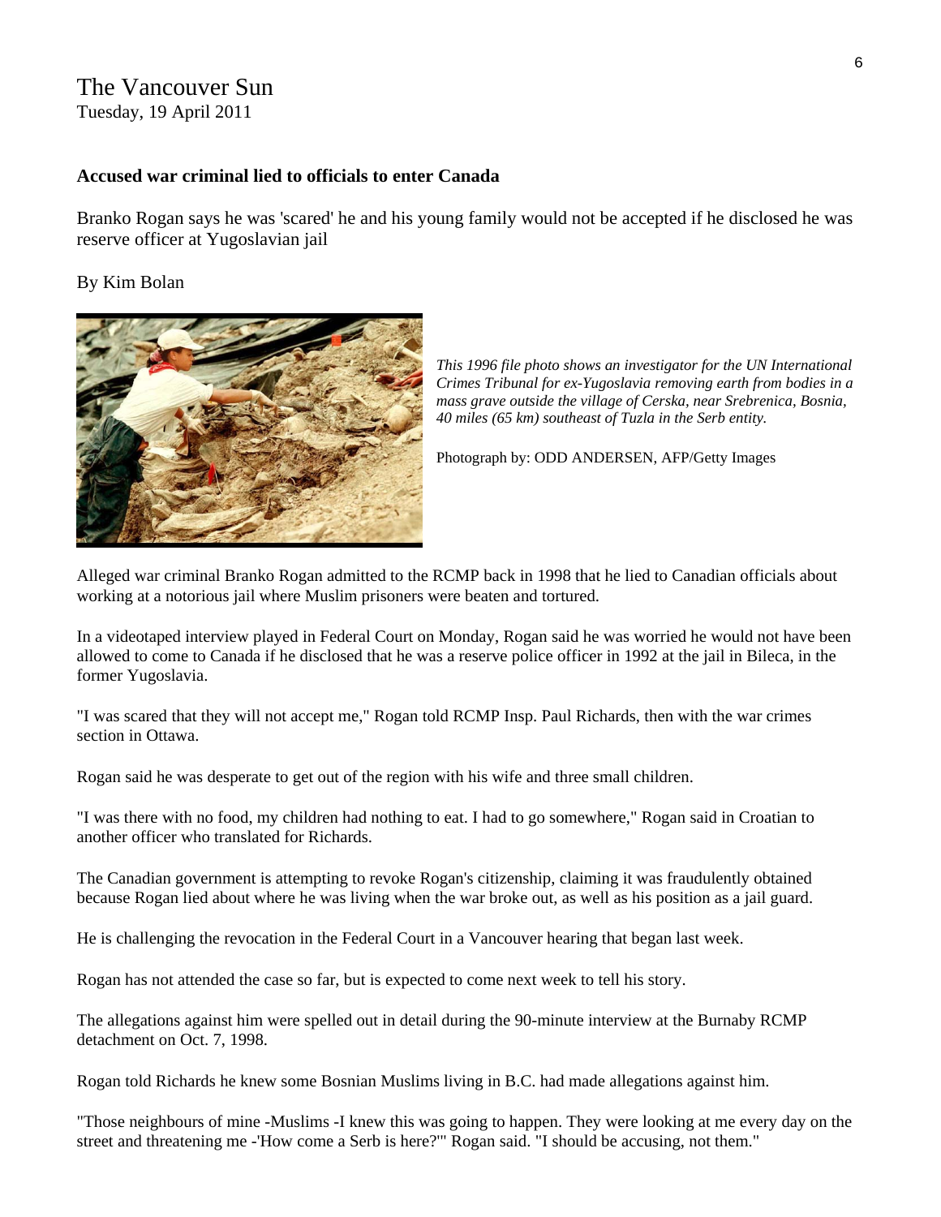The Vancouver Sun
Tuesday, 19 April 2011

**Accused war criminal lied to officials to enter Canada**

Branko Rogan says he was 'scared' he and his young family would not be accepted if he disclosed he was reserve officer at Yugoslavian jail

By Kim Bolan

*This 1996 file photo shows an investigator for the UN International Crimes Tribunal for ex-Yugoslavia removing earth from bodies in a mass grave outside the village of Cerska, near Srebrenica, Bosnia, 40 miles (65 km) southeast of Tuzla in the Serb entity.*

Photograph by: ODD ANDERSEN, AFP/Getty Images

Alleged war criminal Branko Rogan admitted to the RCMP back in 1998 that he lied to Canadian officials about working at a notorious jail where Muslim prisoners were beaten and tortured.

In a videotaped interview played in Federal Court on Monday, Rogan said he was worried he would not have been allowed to come to Canada if he disclosed that he was a reserve police officer in 1992 at the jail in Bileca, in the former Yugoslavia.

"I was scared that they will not accept me," Rogan told RCMP Insp. Paul Richards, then with the war crimes section in Ottawa.

Rogan said he was desperate to get out of the region with his wife and three small children.

"I was there with no food, my children had nothing to eat. I had to go somewhere," Rogan said in Croatian to another officer who translated for Richards.

The Canadian government is attempting to revoke Rogan's citizenship, claiming it was fraudulently obtained because Rogan lied about where he was living when the war broke out, as well as his position as a jail guard.

He is challenging the revocation in the Federal Court in a Vancouver hearing that began last week.

Rogan has not attended the case so far, but is expected to come next week to tell his story.

The allegations against him were spelled out in detail during the 90-minute interview at the Burnaby RCMP detachment on Oct. 7, 1998.

Rogan told Richards he knew some Bosnian Muslims living in B.C. had made allegations against him.

"Those neighbours of mine -Muslims -I knew this was going to happen. They were looking at me every day on the street and threatening me -'How come a Serb is here?'" Rogan said. "I should be accusing, not them."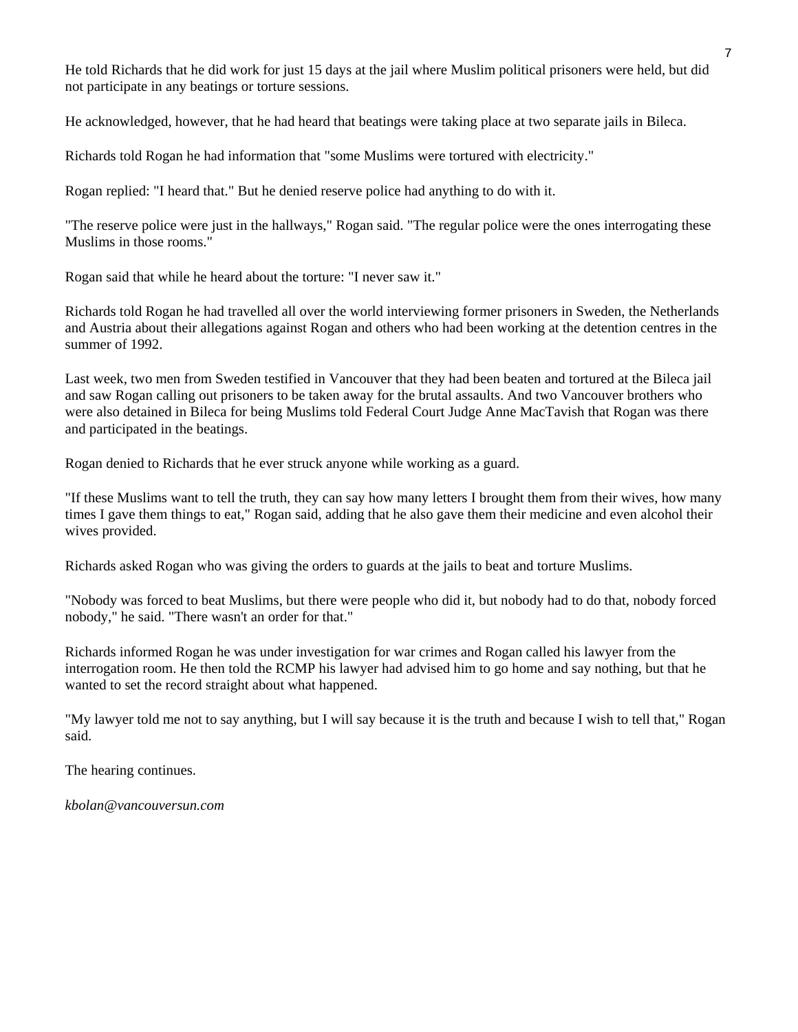He told Richards that he did work for just 15 days at the jail where Muslim political prisoners were held, but did not participate in any beatings or torture sessions.

He acknowledged, however, that he had heard that beatings were taking place at two separate jails in Bileca.

Richards told Rogan he had information that "some Muslims were tortured with electricity."

Rogan replied: "I heard that." But he denied reserve police had anything to do with it.

"The reserve police were just in the hallways," Rogan said. "The regular police were the ones interrogating these Muslims in those rooms."

Rogan said that while he heard about the torture: "I never saw it."

Richards told Rogan he had travelled all over the world interviewing former prisoners in Sweden, the Netherlands and Austria about their allegations against Rogan and others who had been working at the detention centres in the summer of 1992.

Last week, two men from Sweden testified in Vancouver that they had been beaten and tortured at the Bileca jail and saw Rogan calling out prisoners to be taken away for the brutal assaults. And two Vancouver brothers who were also detained in Bileca for being Muslims told Federal Court Judge Anne MacTavish that Rogan was there and participated in the beatings.

Rogan denied to Richards that he ever struck anyone while working as a guard.

"If these Muslims want to tell the truth, they can say how many letters I brought them from their wives, how many times I gave them things to eat," Rogan said, adding that he also gave them their medicine and even alcohol their wives provided.

Richards asked Rogan who was giving the orders to guards at the jails to beat and torture Muslims.

"Nobody was forced to beat Muslims, but there were people who did it, but nobody had to do that, nobody forced nobody," he said. "There wasn't an order for that."

Richards informed Rogan he was under investigation for war crimes and Rogan called his lawyer from the interrogation room. He then told the RCMP his lawyer had advised him to go home and say nothing, but that he wanted to set the record straight about what happened.

"My lawyer told me not to say anything, but I will say because it is the truth and because I wish to tell that," Rogan said.

The hearing continues.

*kbolan@vancouversun.com*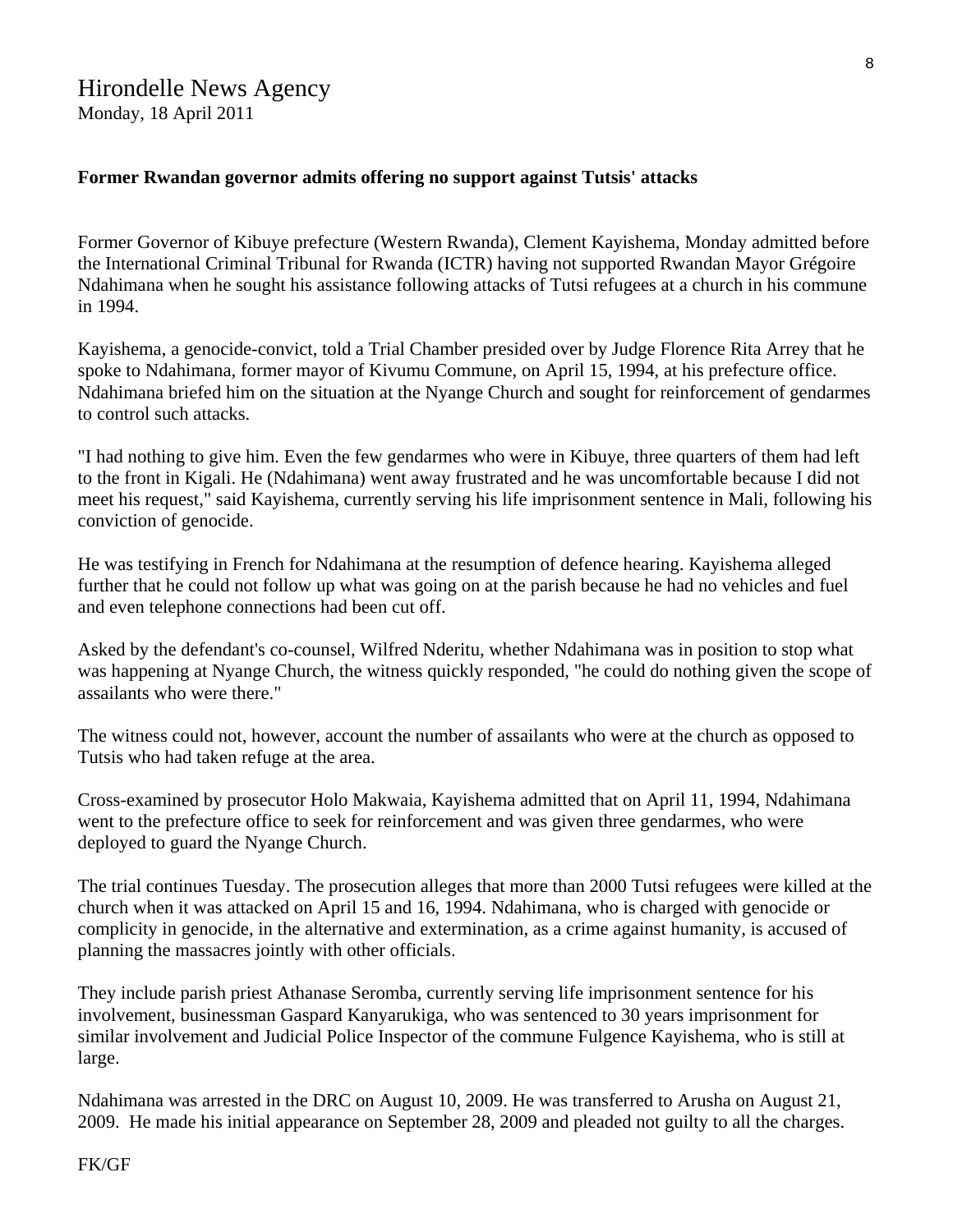Hirondelle News Agency
Monday, 18 April 2011

**Former Rwandan governor admits offering no support against Tutsis' attacks**

Former Governor of Kibuye prefecture (Western Rwanda), Clement Kayishema, Monday admitted before the International Criminal Tribunal for Rwanda (ICTR) having not supported Rwandan Mayor Grégoire Ndahimana when he sought his assistance following attacks of Tutsi refugees at a church in his commune in 1994.

Kayishema, a genocide-convict, told a Trial Chamber presided over by Judge Florence Rita Arrey that he spoke to Ndahimana, former mayor of Kivumu Commune, on April 15, 1994, at his prefecture office. Ndahimana briefed him on the situation at the Nyange Church and sought for reinforcement of gendarmes to control such attacks.

"I had nothing to give him. Even the few gendarmes who were in Kibuye, three quarters of them had left to the front in Kigali. He (Ndahimana) went away frustrated and he was uncomfortable because I did not meet his request," said Kayishema, currently serving his life imprisonment sentence in Mali, following his conviction of genocide.

He was testifying in French for Ndahimana at the resumption of defence hearing. Kayishema alleged further that he could not follow up what was going on at the parish because he had no vehicles and fuel and even telephone connections had been cut off.

Asked by the defendant's co-counsel, Wilfred Nderitu, whether Ndahimana was in position to stop what was happening at Nyange Church, the witness quickly responded, "he could do nothing given the scope of assailants who were there."

The witness could not, however, account the number of assailants who were at the church as opposed to Tutsis who had taken refuge at the area.

Cross-examined by prosecutor Holo Makwaia, Kayishema admitted that on April 11, 1994, Ndahimana went to the prefecture office to seek for reinforcement and was given three gendarmes, who were deployed to guard the Nyange Church.

The trial continues Tuesday. The prosecution alleges that more than 2000 Tutsi refugees were killed at the church when it was attacked on April 15 and 16, 1994. Ndahimana, who is charged with genocide or complicity in genocide, in the alternative and extermination, as a crime against humanity, is accused of planning the massacres jointly with other officials.

They include parish priest Athanase Seromba, currently serving life imprisonment sentence for his involvement, businessman Gaspard Kanyarukiga, who was sentenced to 30 years imprisonment for similar involvement and Judicial Police Inspector of the commune Fulgence Kayishema, who is still at large.

Ndahimana was arrested in the DRC on August 10, 2009. He was transferred to Arusha on August 21, 2009. He made his initial appearance on September 28, 2009 and pleaded not guilty to all the charges.

FK/GF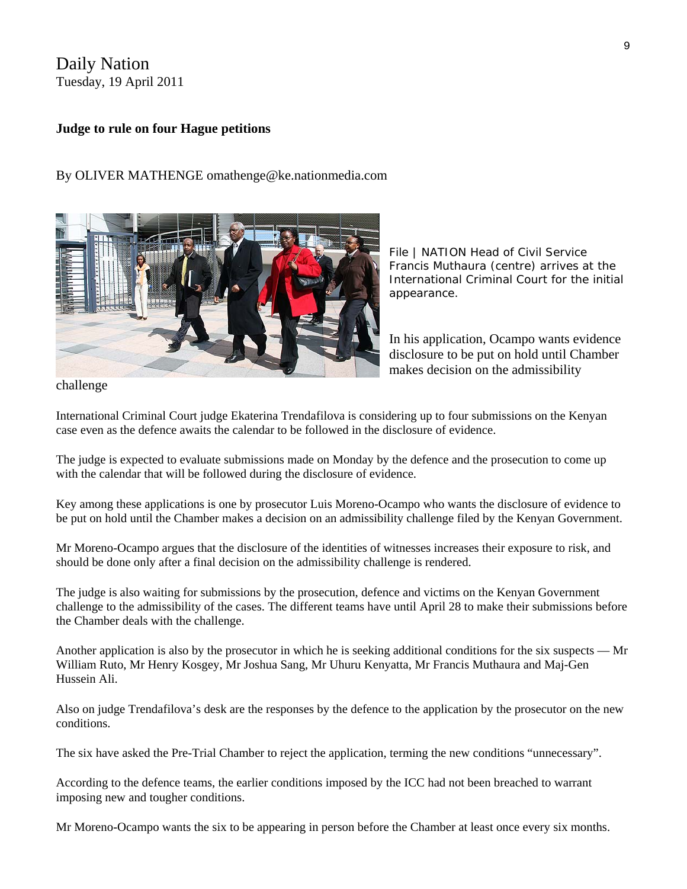Daily Nation
Tuesday, 19 April 2011

**Judge to rule on four Hague petitions**

By OLIVER MATHENGE omathenge@ke.nationmedia.com

File | NATION Head of Civil Service Francis Muthaura (centre) arrives at the International Criminal Court for the initial appearance.

In his application, Ocampo wants evidence disclosure to be put on hold until Chamber makes decision on the admissibility challenge

International Criminal Court judge Ekaterina Trendafilova is considering up to four submissions on the Kenyan case even as the defence awaits the calendar to be followed in the disclosure of evidence.

The judge is expected to evaluate submissions made on Monday by the defence and the prosecution to come up with the calendar that will be followed during the disclosure of evidence.

Key among these applications is one by prosecutor Luis Moreno-Ocampo who wants the disclosure of evidence to be put on hold until the Chamber makes a decision on an admissibility challenge filed by the Kenyan Government.

Mr Moreno-Ocampo argues that the disclosure of the identities of witnesses increases their exposure to risk, and should be done only after a final decision on the admissibility challenge is rendered.

The judge is also waiting for submissions by the prosecution, defence and victims on the Kenyan Government challenge to the admissibility of the cases. The different teams have until April 28 to make their submissions before the Chamber deals with the challenge.

Another application is also by the prosecutor in which he is seeking additional conditions for the six suspects — Mr William Ruto, Mr Henry Kosgey, Mr Joshua Sang, Mr Uhuru Kenyatta, Mr Francis Muthaura and Maj-Gen Hussein Ali.

Also on judge Trendafilova's desk are the responses by the defence to the application by the prosecutor on the new conditions.

The six have asked the Pre-Trial Chamber to reject the application, terming the new conditions "unnecessary".

According to the defence teams, the earlier conditions imposed by the ICC had not been breached to warrant imposing new and tougher conditions.

Mr Moreno-Ocampo wants the six to be appearing in person before the Chamber at least once every six months.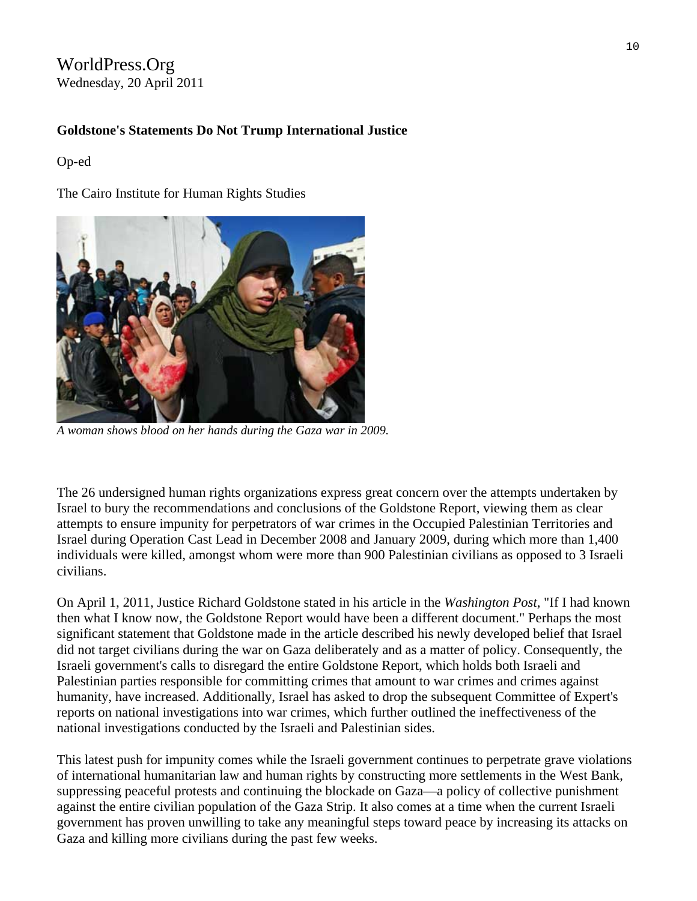WorldPress.Org
Wednesday, 20 April 2011

**Goldstone's Statements Do Not Trump International Justice**

Op-ed

The Cairo Institute for Human Rights Studies

*A woman shows blood on her hands during the Gaza war in 2009.*

The 26 undersigned human rights organizations express great concern over the attempts undertaken by Israel to bury the recommendations and conclusions of the Goldstone Report, viewing them as clear attempts to ensure impunity for perpetrators of war crimes in the Occupied Palestinian Territories and Israel during Operation Cast Lead in December 2008 and January 2009, during which more than 1,400 individuals were killed, amongst whom were more than 900 Palestinian civilians as opposed to 3 Israeli civilians.

On April 1, 2011, Justice Richard Goldstone stated in his article in the *Washington Post*, "If I had known then what I know now, the Goldstone Report would have been a different document." Perhaps the most significant statement that Goldstone made in the article described his newly developed belief that Israel did not target civilians during the war on Gaza deliberately and as a matter of policy. Consequently, the Israeli government's calls to disregard the entire Goldstone Report, which holds both Israeli and Palestinian parties responsible for committing crimes that amount to war crimes and crimes against humanity, have increased. Additionally, Israel has asked to drop the subsequent Committee of Expert's reports on national investigations into war crimes, which further outlined the ineffectiveness of the national investigations conducted by the Israeli and Palestinian sides.

This latest push for impunity comes while the Israeli government continues to perpetrate grave violations of international humanitarian law and human rights by constructing more settlements in the West Bank, suppressing peaceful protests and continuing the blockade on Gaza—a policy of collective punishment against the entire civilian population of the Gaza Strip. It also comes at a time when the current Israeli government has proven unwilling to take any meaningful steps toward peace by increasing its attacks on Gaza and killing more civilians during the past few weeks.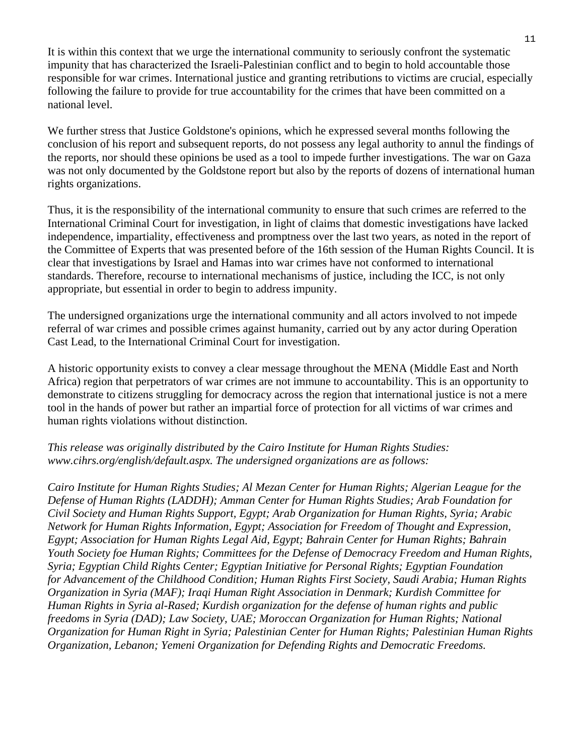It is within this context that we urge the international community to seriously confront the systematic impunity that has characterized the Israeli-Palestinian conflict and to begin to hold accountable those responsible for war crimes. International justice and granting retributions to victims are crucial, especially following the failure to provide for true accountability for the crimes that have been committed on a national level.

We further stress that Justice Goldstone's opinions, which he expressed several months following the conclusion of his report and subsequent reports, do not possess any legal authority to annul the findings of the reports, nor should these opinions be used as a tool to impede further investigations. The war on Gaza was not only documented by the Goldstone report but also by the reports of dozens of international human rights organizations.

Thus, it is the responsibility of the international community to ensure that such crimes are referred to the International Criminal Court for investigation, in light of claims that domestic investigations have lacked independence, impartiality, effectiveness and promptness over the last two years, as noted in the report of the Committee of Experts that was presented before of the 16th session of the Human Rights Council. It is clear that investigations by Israel and Hamas into war crimes have not conformed to international standards. Therefore, recourse to international mechanisms of justice, including the ICC, is not only appropriate, but essential in order to begin to address impunity.

The undersigned organizations urge the international community and all actors involved to not impede referral of war crimes and possible crimes against humanity, carried out by any actor during Operation Cast Lead, to the International Criminal Court for investigation.

A historic opportunity exists to convey a clear message throughout the MENA (Middle East and North Africa) region that perpetrators of war crimes are not immune to accountability. This is an opportunity to demonstrate to citizens struggling for democracy across the region that international justice is not a mere tool in the hands of power but rather an impartial force of protection for all victims of war crimes and human rights violations without distinction.

*This release was originally distributed by the Cairo Institute for Human Rights Studies: www.cihrs.org/english/default.aspx. The undersigned organizations are as follows:*

*Cairo Institute for Human Rights Studies; Al Mezan Center for Human Rights; Algerian League for the Defense of Human Rights (LADDH); Amman Center for Human Rights Studies; Arab Foundation for Civil Society and Human Rights Support, Egypt; Arab Organization for Human Rights, Syria; Arabic Network for Human Rights Information, Egypt; Association for Freedom of Thought and Expression, Egypt; Association for Human Rights Legal Aid, Egypt; Bahrain Center for Human Rights; Bahrain Youth Society foe Human Rights; Committees for the Defense of Democracy Freedom and Human Rights, Syria; Egyptian Child Rights Center; Egyptian Initiative for Personal Rights; Egyptian Foundation for Advancement of the Childhood Condition; Human Rights First Society, Saudi Arabia; Human Rights Organization in Syria (MAF); Iraqi Human Right Association in Denmark; Kurdish Committee for Human Rights in Syria al-Rased; Kurdish organization for the defense of human rights and public freedoms in Syria (DAD); Law Society, UAE; Moroccan Organization for Human Rights; National Organization for Human Right in Syria; Palestinian Center for Human Rights; Palestinian Human Rights Organization, Lebanon; Yemeni Organization for Defending Rights and Democratic Freedoms.*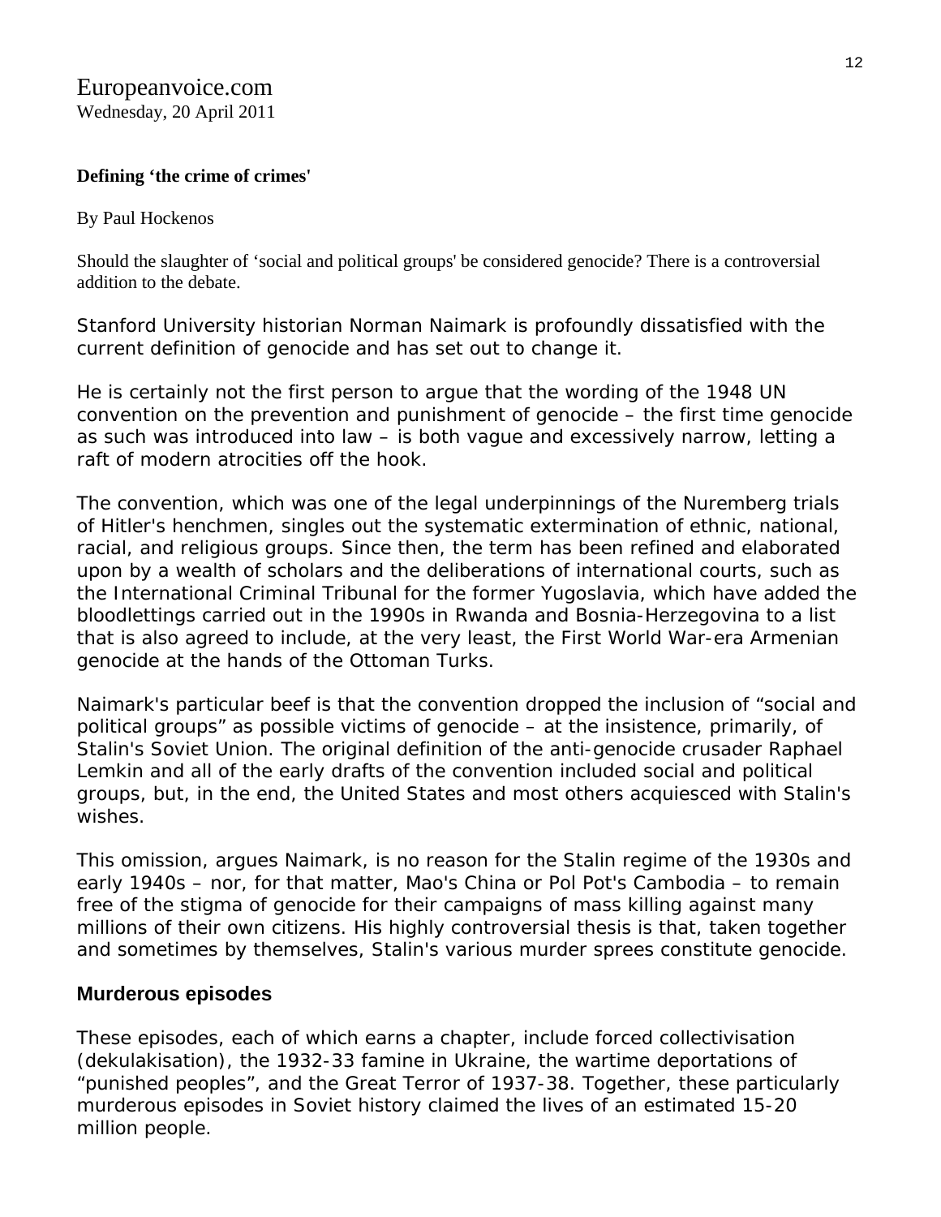Europeanvoice.com
Wednesday, 20 April 2011

**Defining 'the crime of crimes'**

By Paul Hockenos

Should the slaughter of 'social and political groups' be considered genocide? There is a controversial addition to the debate.

Stanford University historian Norman Naimark is profoundly dissatisfied with the current definition of genocide and has set out to change it.

He is certainly not the first person to argue that the wording of the 1948 UN convention on the prevention and punishment of genocide – the first time genocide as such was introduced into law – is both vague and excessively narrow, letting a raft of modern atrocities off the hook.

The convention, which was one of the legal underpinnings of the Nuremberg trials of Hitler's henchmen, singles out the systematic extermination of ethnic, national, racial, and religious groups. Since then, the term has been refined and elaborated upon by a wealth of scholars and the deliberations of international courts, such as the International Criminal Tribunal for the former Yugoslavia, which have added the bloodlettings carried out in the 1990s in Rwanda and Bosnia-Herzegovina to a list that is also agreed to include, at the very least, the First World War-era Armenian genocide at the hands of the Ottoman Turks.

Naimark's particular beef is that the convention dropped the inclusion of "social and political groups" as possible victims of genocide – at the insistence, primarily, of Stalin's Soviet Union. The original definition of the anti-genocide crusader Raphael Lemkin and all of the early drafts of the convention included social and political groups, but, in the end, the United States and most others acquiesced with Stalin's wishes.

This omission, argues Naimark, is no reason for the Stalin regime of the 1930s and early 1940s – nor, for that matter, Mao's China or Pol Pot's Cambodia – to remain free of the stigma of genocide for their campaigns of mass killing against many millions of their own citizens. His highly controversial thesis is that, taken together and sometimes by themselves, Stalin's various murder sprees constitute genocide.

## Murderous episodes

These episodes, each of which earns a chapter, include forced collectivisation (dekulakisation), the 1932-33 famine in Ukraine, the wartime deportations of "punished peoples", and the Great Terror of 1937-38. Together, these particularly murderous episodes in Soviet history claimed the lives of an estimated 15-20 million people.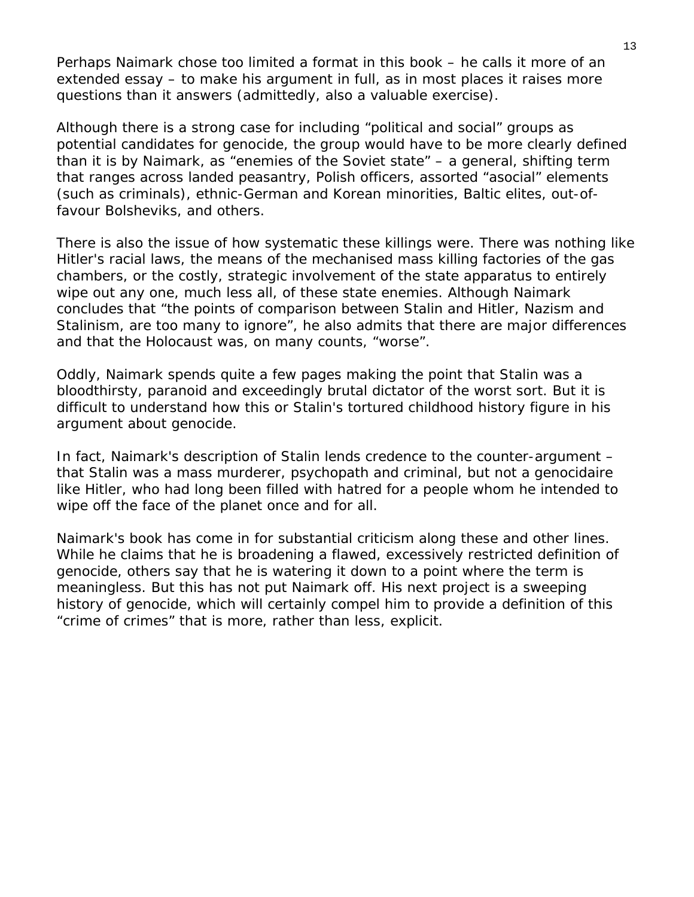Perhaps Naimark chose too limited a format in this book – he calls it more of an extended essay – to make his argument in full, as in most places it raises more questions than it answers (admittedly, also a valuable exercise).

Although there is a strong case for including "political and social" groups as potential candidates for genocide, the group would have to be more clearly defined than it is by Naimark, as "enemies of the Soviet state" – a general, shifting term that ranges across landed peasantry, Polish officers, assorted "asocial" elements (such as criminals), ethnic-German and Korean minorities, Baltic elites, out-of-favour Bolsheviks, and others.

There is also the issue of how systematic these killings were. There was nothing like Hitler's racial laws, the means of the mechanised mass killing factories of the gas chambers, or the costly, strategic involvement of the state apparatus to entirely wipe out any one, much less all, of these state enemies. Although Naimark concludes that "the points of comparison between Stalin and Hitler, Nazism and Stalinism, are too many to ignore", he also admits that there are major differences and that the Holocaust was, on many counts, "worse".

Oddly, Naimark spends quite a few pages making the point that Stalin was a bloodthirsty, paranoid and exceedingly brutal dictator of the worst sort. But it is difficult to understand how this or Stalin's tortured childhood history figure in his argument about genocide.

In fact, Naimark's description of Stalin lends credence to the counter-argument – that Stalin was a mass murderer, psychopath and criminal, but not a genocidaire like Hitler, who had long been filled with hatred for a people whom he intended to wipe off the face of the planet once and for all.

Naimark's book has come in for substantial criticism along these and other lines. While he claims that he is broadening a flawed, excessively restricted definition of genocide, others say that he is watering it down to a point where the term is meaningless. But this has not put Naimark off. His next project is a sweeping history of genocide, which will certainly compel him to provide a definition of this "crime of crimes" that is more, rather than less, explicit.